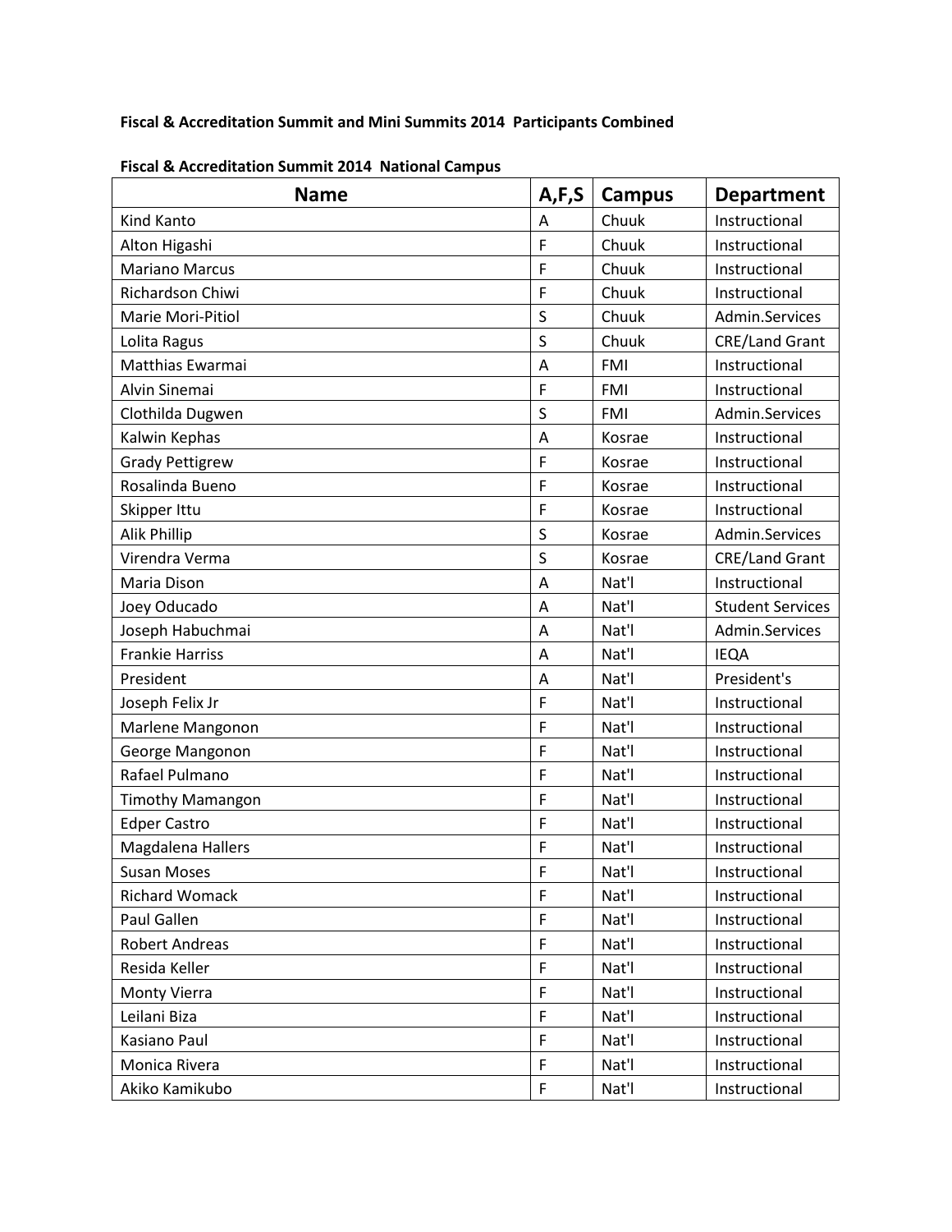**Fiscal & Accreditation Summit and Mini Summits 2014 Participants Combined**

**Fiscal & Accreditation Summit 2014 National Campus**

| Name | A,F,S | Campus | Department |
|---|---|---|---|
| Kind Kanto | A | Chuuk | Instructional |
| Alton Higashi | F | Chuuk | Instructional |
| Mariano Marcus | F | Chuuk | Instructional |
| Richardson Chiwi | F | Chuuk | Instructional |
| Marie Mori-Pitiol | S | Chuuk | Admin.Services |
| Lolita Ragus | S | Chuuk | CRE/Land Grant |
| Matthias Ewarmai | A | FMI | Instructional |
| Alvin Sinemai | F | FMI | Instructional |
| Clothilda Dugwen | S | FMI | Admin.Services |
| Kalwin Kephas | A | Kosrae | Instructional |
| Grady Pettigrew | F | Kosrae | Instructional |
| Rosalinda Bueno | F | Kosrae | Instructional |
| Skipper Ittu | F | Kosrae | Instructional |
| Alik Phillip | S | Kosrae | Admin.Services |
| Virendra Verma | S | Kosrae | CRE/Land Grant |
| Maria Dison | A | Nat'l | Instructional |
| Joey Oducado | A | Nat'l | Student Services |
| Joseph Habuchmai | A | Nat'l | Admin.Services |
| Frankie Harriss | A | Nat'l | IEQA |
| President | A | Nat'l | President's |
| Joseph Felix Jr | F | Nat'l | Instructional |
| Marlene Mangonon | F | Nat'l | Instructional |
| George Mangonon | F | Nat'l | Instructional |
| Rafael Pulmano | F | Nat'l | Instructional |
| Timothy Mamangon | F | Nat'l | Instructional |
| Edper Castro | F | Nat'l | Instructional |
| Magdalena Hallers | F | Nat'l | Instructional |
| Susan Moses | F | Nat'l | Instructional |
| Richard Womack | F | Nat'l | Instructional |
| Paul Gallen | F | Nat'l | Instructional |
| Robert Andreas | F | Nat'l | Instructional |
| Resida Keller | F | Nat'l | Instructional |
| Monty Vierra | F | Nat'l | Instructional |
| Leilani Biza | F | Nat'l | Instructional |
| Kasiano Paul | F | Nat'l | Instructional |
| Monica Rivera | F | Nat'l | Instructional |
| Akiko Kamikubo | F | Nat'l | Instructional |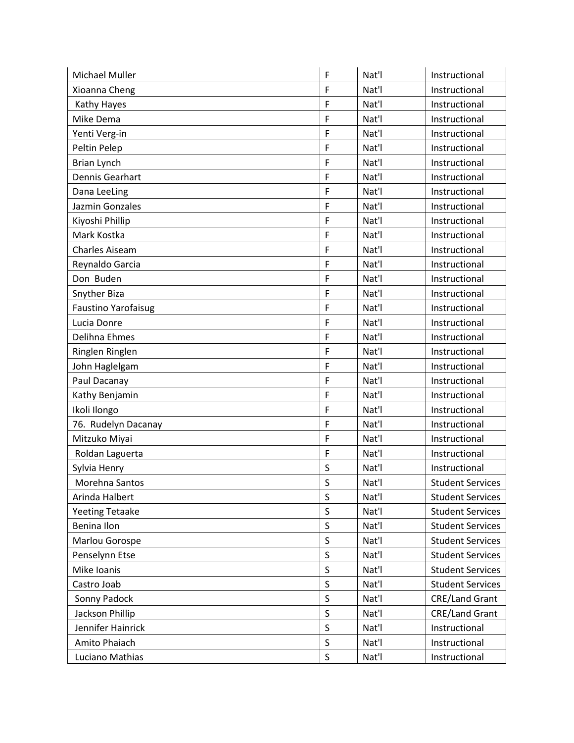| Michael Muller | F | Nat'l | Instructional |
|---|---|---|---|
| Xioanna Cheng | F | Nat'l | Instructional |
| Kathy Hayes | F | Nat'l | Instructional |
| Mike Dema | F | Nat'l | Instructional |
| Yenti Verg-in | F | Nat'l | Instructional |
| Peltin Pelep | F | Nat'l | Instructional |
| Brian Lynch | F | Nat'l | Instructional |
| Dennis Gearhart | F | Nat'l | Instructional |
| Dana LeeLing | F | Nat'l | Instructional |
| Jazmin Gonzales | F | Nat'l | Instructional |
| Kiyoshi Phillip | F | Nat'l | Instructional |
| Mark Kostka | F | Nat'l | Instructional |
| Charles Aiseam | F | Nat'l | Instructional |
| Reynaldo Garcia | F | Nat'l | Instructional |
| Don Buden | F | Nat'l | Instructional |
| Snyther Biza | F | Nat'l | Instructional |
| Faustino Yarofaisug | F | Nat'l | Instructional |
| Lucia Donre | F | Nat'l | Instructional |
| Delihna Ehmes | F | Nat'l | Instructional |
| Ringlen Ringlen | F | Nat'l | Instructional |
| John Haglelgam | F | Nat'l | Instructional |
| Paul Dacanay | F | Nat'l | Instructional |
| Kathy Benjamin | F | Nat'l | Instructional |
| Ikoli Ilongo | F | Nat'l | Instructional |
| 76. Rudelyn Dacanay | F | Nat'l | Instructional |
| Mitzuko Miyai | F | Nat'l | Instructional |
| Roldan Laguerta | F | Nat'l | Instructional |
| Sylvia Henry | S | Nat'l | Instructional |
| Morehna Santos | S | Nat'l | Student Services |
| Arinda Halbert | S | Nat'l | Student Services |
| Yeeting Tetaake | S | Nat'l | Student Services |
| Benina Ilon | S | Nat'l | Student Services |
| Marlou Gorospe | S | Nat'l | Student Services |
| Penselynn Etse | S | Nat'l | Student Services |
| Mike Ioanis | S | Nat'l | Student Services |
| Castro Joab | S | Nat'l | Student Services |
| Sonny Padock | S | Nat'l | CRE/Land Grant |
| Jackson Phillip | S | Nat'l | CRE/Land Grant |
| Jennifer Hainrick | S | Nat'l | Instructional |
| Amito Phaiach | S | Nat'l | Instructional |
| Luciano Mathias | S | Nat'l | Instructional |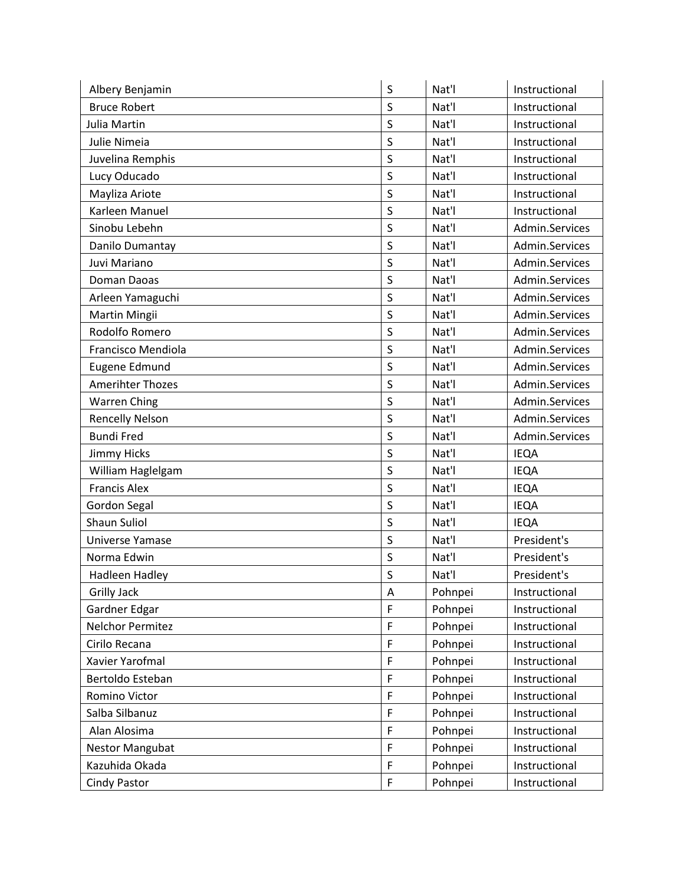| | | | |
|---|---|---|---|
| Albery Benjamin | S | Nat'l | Instructional |
| Bruce Robert | S | Nat'l | Instructional |
| Julia Martin | S | Nat'l | Instructional |
| Julie Nimeia | S | Nat'l | Instructional |
| Juvelina Remphis | S | Nat'l | Instructional |
| Lucy Oducado | S | Nat'l | Instructional |
| Mayliza Ariote | S | Nat'l | Instructional |
| Karleen Manuel | S | Nat'l | Instructional |
| Sinobu Lebehn | S | Nat'l | Admin.Services |
| Danilo Dumantay | S | Nat'l | Admin.Services |
| Juvi Mariano | S | Nat'l | Admin.Services |
| Doman Daoas | S | Nat'l | Admin.Services |
| Arleen Yamaguchi | S | Nat'l | Admin.Services |
| Martin Mingii | S | Nat'l | Admin.Services |
| Rodolfo Romero | S | Nat'l | Admin.Services |
| Francisco Mendiola | S | Nat'l | Admin.Services |
| Eugene Edmund | S | Nat'l | Admin.Services |
| Amerihter Thozes | S | Nat'l | Admin.Services |
| Warren Ching | S | Nat'l | Admin.Services |
| Rencelly Nelson | S | Nat'l | Admin.Services |
| Bundi Fred | S | Nat'l | Admin.Services |
| Jimmy Hicks | S | Nat'l | IEQA |
| William Haglelgam | S | Nat'l | IEQA |
| Francis Alex | S | Nat'l | IEQA |
| Gordon Segal | S | Nat'l | IEQA |
| Shaun Suliol | S | Nat'l | IEQA |
| Universe Yamase | S | Nat'l | President's |
| Norma Edwin | S | Nat'l | President's |
| Hadleen Hadley | S | Nat'l | President's |
| Grilly Jack | A | Pohnpei | Instructional |
| Gardner Edgar | F | Pohnpei | Instructional |
| Nelchor Permitez | F | Pohnpei | Instructional |
| Cirilo Recana | F | Pohnpei | Instructional |
| Xavier Yarofmal | F | Pohnpei | Instructional |
| Bertoldo Esteban | F | Pohnpei | Instructional |
| Romino Victor | F | Pohnpei | Instructional |
| Salba Silbanuz | F | Pohnpei | Instructional |
| Alan Alosima | F | Pohnpei | Instructional |
| Nestor Mangubat | F | Pohnpei | Instructional |
| Kazuhida Okada | F | Pohnpei | Instructional |
| Cindy Pastor | F | Pohnpei | Instructional |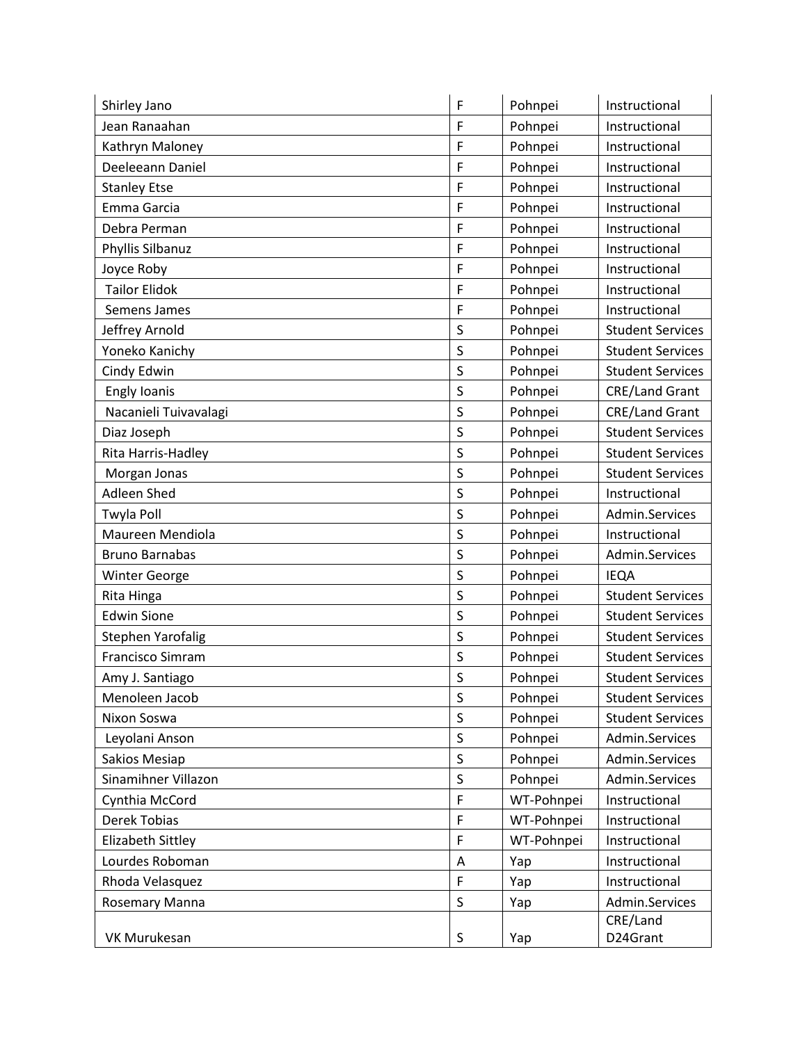| | | | |
|---|---|---|---|
| Shirley Jano | F | Pohnpei | Instructional |
| Jean Ranaahan | F | Pohnpei | Instructional |
| Kathryn Maloney | F | Pohnpei | Instructional |
| Deeleeann Daniel | F | Pohnpei | Instructional |
| Stanley Etse | F | Pohnpei | Instructional |
| Emma Garcia | F | Pohnpei | Instructional |
| Debra Perman | F | Pohnpei | Instructional |
| Phyllis Silbanuz | F | Pohnpei | Instructional |
| Joyce Roby | F | Pohnpei | Instructional |
| Tailor Elidok | F | Pohnpei | Instructional |
| Semens James | F | Pohnpei | Instructional |
| Jeffrey Arnold | S | Pohnpei | Student Services |
| Yoneko Kanichy | S | Pohnpei | Student Services |
| Cindy Edwin | S | Pohnpei | Student Services |
| Engly Ioanis | S | Pohnpei | CRE/Land Grant |
| Nacanieli Tuivavalagi | S | Pohnpei | CRE/Land Grant |
| Diaz Joseph | S | Pohnpei | Student Services |
| Rita Harris-Hadley | S | Pohnpei | Student Services |
| Morgan Jonas | S | Pohnpei | Student Services |
| Adleen Shed | S | Pohnpei | Instructional |
| Twyla Poll | S | Pohnpei | Admin.Services |
| Maureen Mendiola | S | Pohnpei | Instructional |
| Bruno Barnabas | S | Pohnpei | Admin.Services |
| Winter George | S | Pohnpei | IEQA |
| Rita Hinga | S | Pohnpei | Student Services |
| Edwin Sione | S | Pohnpei | Student Services |
| Stephen Yarofalig | S | Pohnpei | Student Services |
| Francisco Simram | S | Pohnpei | Student Services |
| Amy J. Santiago | S | Pohnpei | Student Services |
| Menoleen Jacob | S | Pohnpei | Student Services |
| Nixon Soswa | S | Pohnpei | Student Services |
| Leyolani Anson | S | Pohnpei | Admin.Services |
| Sakios Mesiap | S | Pohnpei | Admin.Services |
| Sinamihner Villazon | S | Pohnpei | Admin.Services |
| Cynthia McCord | F | WT-Pohnpei | Instructional |
| Derek Tobias | F | WT-Pohnpei | Instructional |
| Elizabeth Sittley | F | WT-Pohnpei | Instructional |
| Lourdes Roboman | A | Yap | Instructional |
| Rhoda Velasquez | F | Yap | Instructional |
| Rosemary Manna | S | Yap | Admin.Services |
| VK Murukesan | S | Yap | CRE/Land D24Grant |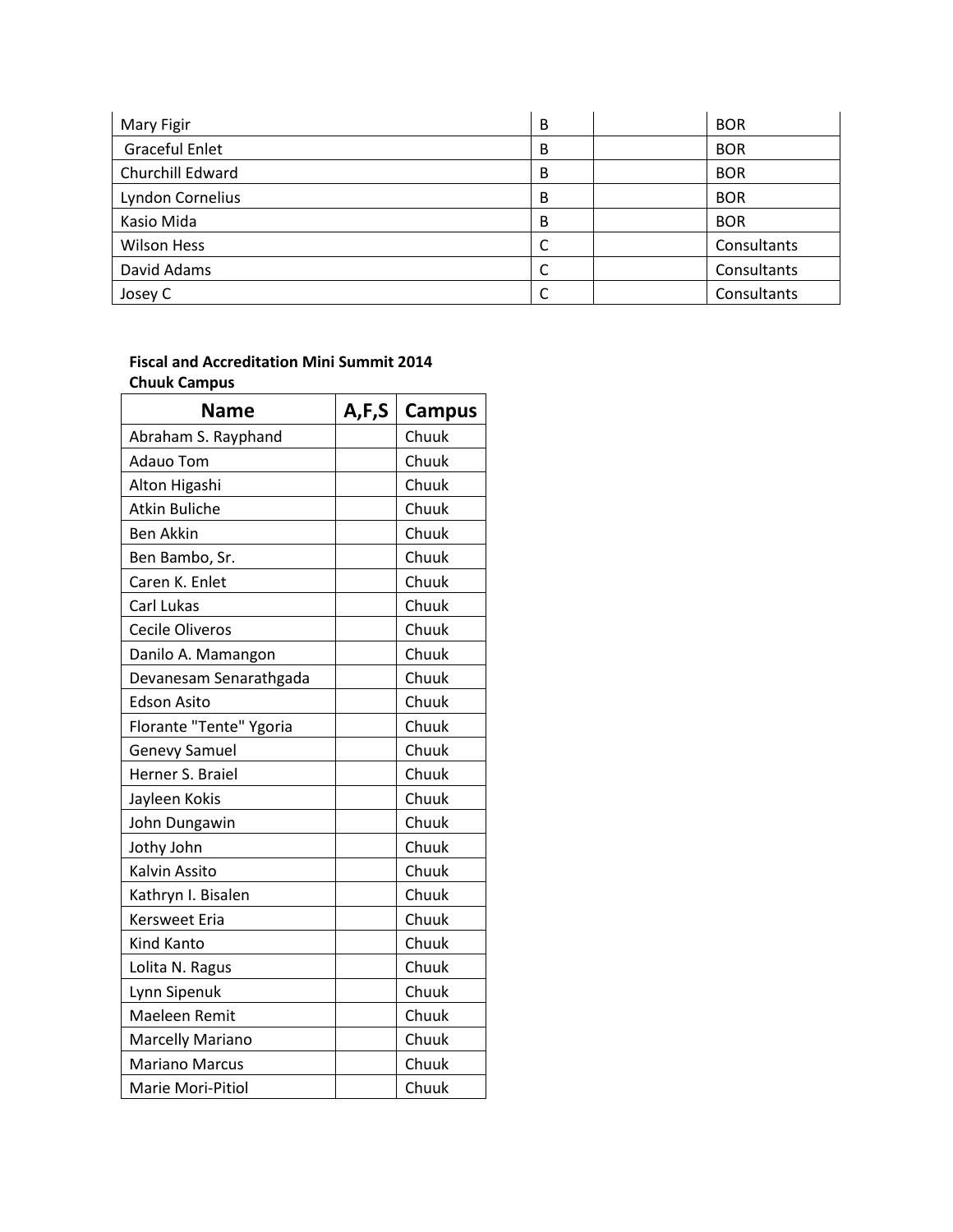| | | | |
|---|---|---|---|
| Mary Figir | B | | BOR |
| Graceful Enlet | B | | BOR |
| Churchill Edward | B | | BOR |
| Lyndon Cornelius | B | | BOR |
| Kasio Mida | B | | BOR |
| Wilson Hess | C | | Consultants |
| David Adams | C | | Consultants |
| Josey C | C | | Consultants |

**Fiscal and Accreditation Mini Summit 2014**
**Chuuk Campus**

| Name | A,F,S | Campus |
|---|---|---|
| Abraham S. Rayphand | | Chuuk |
| Adauo Tom | | Chuuk |
| Alton Higashi | | Chuuk |
| Atkin Buliche | | Chuuk |
| Ben Akkin | | Chuuk |
| Ben Bambo, Sr. | | Chuuk |
| Caren K. Enlet | | Chuuk |
| Carl Lukas | | Chuuk |
| Cecile Oliveros | | Chuuk |
| Danilo A. Mamangon | | Chuuk |
| Devanesam Senarathgada | | Chuuk |
| Edson Asito | | Chuuk |
| Florante "Tente" Ygoria | | Chuuk |
| Genevy Samuel | | Chuuk |
| Herner S. Braiel | | Chuuk |
| Jayleen Kokis | | Chuuk |
| John Dungawin | | Chuuk |
| Jothy John | | Chuuk |
| Kalvin Assito | | Chuuk |
| Kathryn I. Bisalen | | Chuuk |
| Kersweet Eria | | Chuuk |
| Kind Kanto | | Chuuk |
| Lolita N. Ragus | | Chuuk |
| Lynn Sipenuk | | Chuuk |
| Maeleen Remit | | Chuuk |
| Marcelly Mariano | | Chuuk |
| Mariano Marcus | | Chuuk |
| Marie Mori-Pitiol | | Chuuk |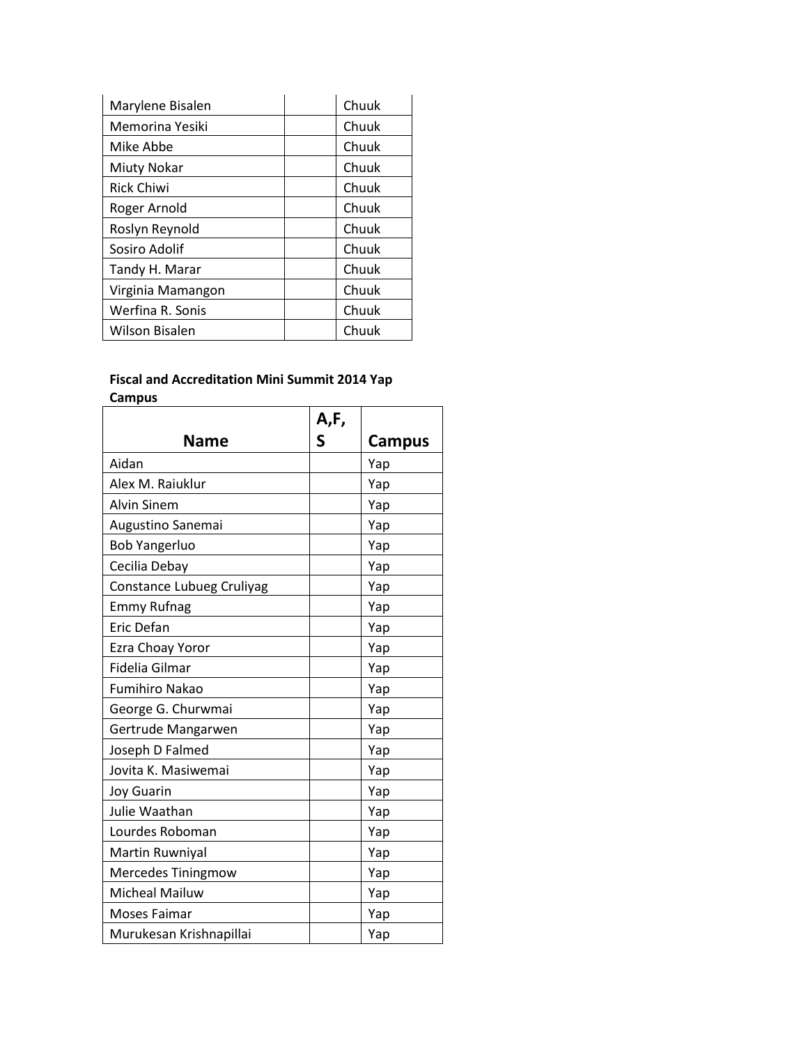| | | |
|---|---|---|
| Marylene Bisalen | | Chuuk |
| Memorina Yesiki | | Chuuk |
| Mike Abbe | | Chuuk |
| Miuty Nokar | | Chuuk |
| Rick Chiwi | | Chuuk |
| Roger Arnold | | Chuuk |
| Roslyn Reynold | | Chuuk |
| Sosiro Adolif | | Chuuk |
| Tandy H. Marar | | Chuuk |
| Virginia Mamangon | | Chuuk |
| Werfina R. Sonis | | Chuuk |
| Wilson Bisalen | | Chuuk |

**Fiscal and Accreditation Mini Summit 2014 Yap Campus**

| Name | A,F, S | Campus |
|---|---|---|
| Aidan | | Yap |
| Alex M. Raiuklur | | Yap |
| Alvin Sinem | | Yap |
| Augustino Sanemai | | Yap |
| Bob Yangerluo | | Yap |
| Cecilia Debay | | Yap |
| Constance Lubueg Cruliyag | | Yap |
| Emmy Rufnag | | Yap |
| Eric Defan | | Yap |
| Ezra Choay Yoror | | Yap |
| Fidelia Gilmar | | Yap |
| Fumihiro Nakao | | Yap |
| George G. Churwmai | | Yap |
| Gertrude Mangarwen | | Yap |
| Joseph D Falmed | | Yap |
| Jovita K. Masiwemai | | Yap |
| Joy Guarin | | Yap |
| Julie Waathan | | Yap |
| Lourdes Roboman | | Yap |
| Martin Ruwniyal | | Yap |
| Mercedes Tiningmow | | Yap |
| Micheal Mailuw | | Yap |
| Moses Faimar | | Yap |
| Murukesan Krishnapillai | | Yap |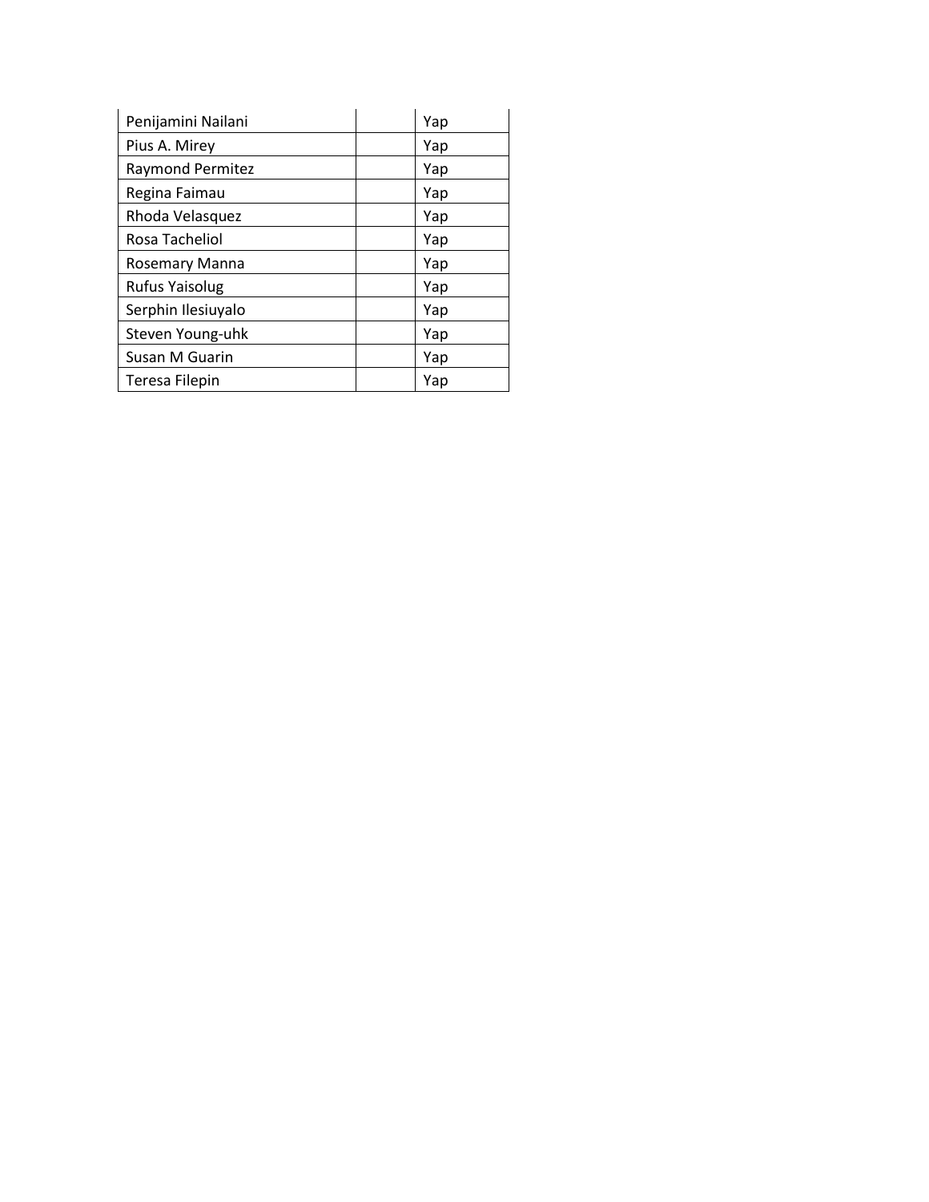| | | |
|---|---|---|
| Penijamini Nailani | | Yap |
| Pius A. Mirey | | Yap |
| Raymond Permitez | | Yap |
| Regina Faimau | | Yap |
| Rhoda Velasquez | | Yap |
| Rosa Tacheliol | | Yap |
| Rosemary Manna | | Yap |
| Rufus Yaisolug | | Yap |
| Serphin Ilesiuyalo | | Yap |
| Steven Young-uhk | | Yap |
| Susan M Guarin | | Yap |
| Teresa Filepin | | Yap |